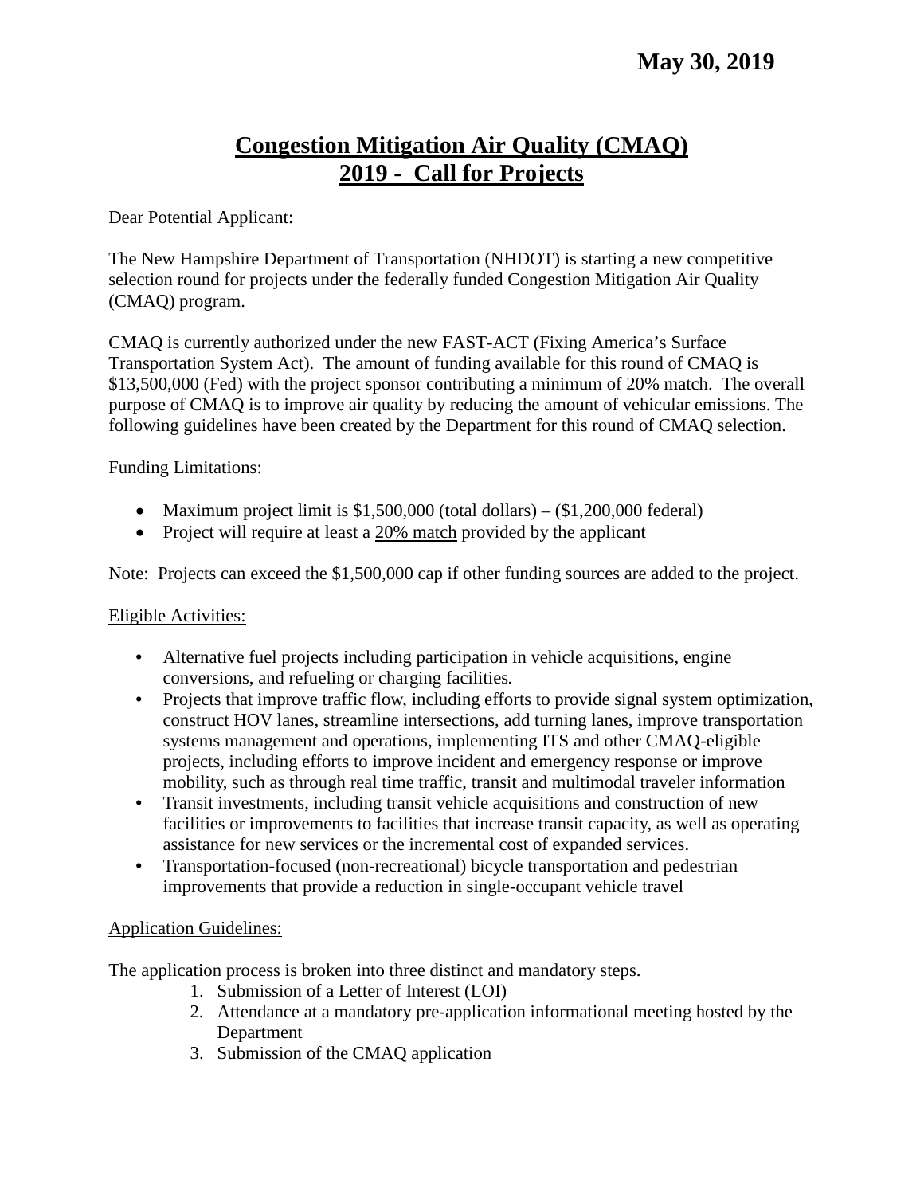**May 30, 2019**

# Congestion Mitigation Air Quality (CMAQ)
# 2019 - Call for Projects

Dear Potential Applicant:

The New Hampshire Department of Transportation (NHDOT) is starting a new competitive selection round for projects under the federally funded Congestion Mitigation Air Quality (CMAQ) program.

CMAQ is currently authorized under the new FAST-ACT (Fixing America's Surface Transportation System Act). The amount of funding available for this round of CMAQ is $13,500,000 (Fed) with the project sponsor contributing a minimum of 20% match. The overall purpose of CMAQ is to improve air quality by reducing the amount of vehicular emissions. The following guidelines have been created by the Department for this round of CMAQ selection.

Funding Limitations:

- Maximum project limit is $1,500,000 (total dollars) – ($1,200,000 federal)
- Project will require at least a 20% match provided by the applicant

Note: Projects can exceed the $1,500,000 cap if other funding sources are added to the project.

Eligible Activities:

- Alternative fuel projects including participation in vehicle acquisitions, engine conversions, and refueling or charging facilities.
- Projects that improve traffic flow, including efforts to provide signal system optimization, construct HOV lanes, streamline intersections, add turning lanes, improve transportation systems management and operations, implementing ITS and other CMAQ-eligible projects, including efforts to improve incident and emergency response or improve mobility, such as through real time traffic, transit and multimodal traveler information
- Transit investments, including transit vehicle acquisitions and construction of new facilities or improvements to facilities that increase transit capacity, as well as operating assistance for new services or the incremental cost of expanded services.
- Transportation-focused (non-recreational) bicycle transportation and pedestrian improvements that provide a reduction in single-occupant vehicle travel

Application Guidelines:

The application process is broken into three distinct and mandatory steps.

1. Submission of a Letter of Interest (LOI)
2. Attendance at a mandatory pre-application informational meeting hosted by the Department
3. Submission of the CMAQ application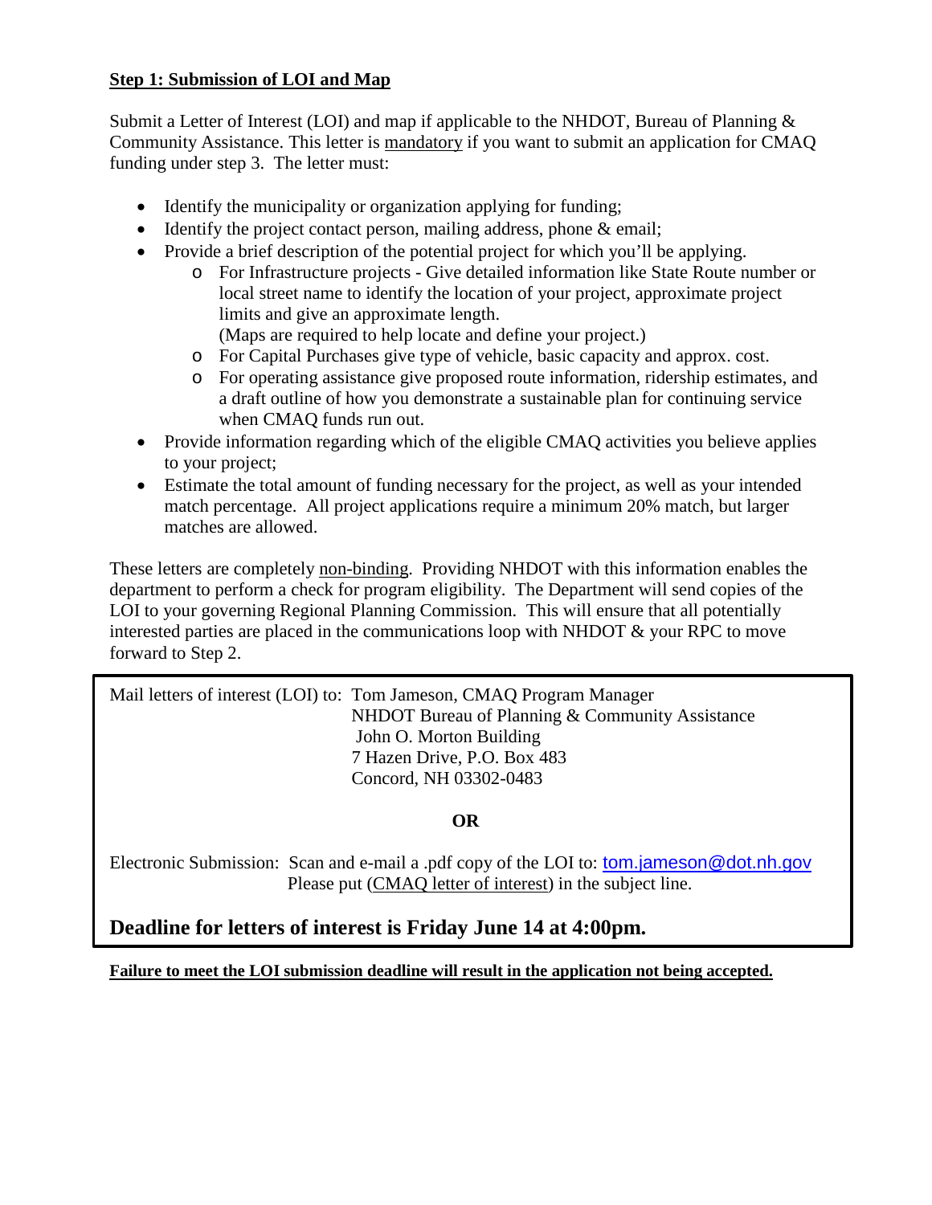**Step 1: Submission of LOI and Map**

Submit a Letter of Interest (LOI) and map if applicable to the NHDOT, Bureau of Planning & Community Assistance. This letter is mandatory if you want to submit an application for CMAQ funding under step 3. The letter must:

- Identify the municipality or organization applying for funding;
- Identify the project contact person, mailing address, phone & email;
- Provide a brief description of the potential project for which you'll be applying.
  - For Infrastructure projects - Give detailed information like State Route number or local street name to identify the location of your project, approximate project limits and give an approximate length.
    (Maps are required to help locate and define your project.)
  - For Capital Purchases give type of vehicle, basic capacity and approx. cost.
  - For operating assistance give proposed route information, ridership estimates, and a draft outline of how you demonstrate a sustainable plan for continuing service when CMAQ funds run out.
- Provide information regarding which of the eligible CMAQ activities you believe applies to your project;
- Estimate the total amount of funding necessary for the project, as well as your intended match percentage. All project applications require a minimum 20% match, but larger matches are allowed.

These letters are completely non-binding. Providing NHDOT with this information enables the department to perform a check for program eligibility. The Department will send copies of the LOI to your governing Regional Planning Commission. This will ensure that all potentially interested parties are placed in the communications loop with NHDOT & your RPC to move forward to Step 2.

Mail letters of interest (LOI) to: Tom Jameson, CMAQ Program Manager
NHDOT Bureau of Planning & Community Assistance
John O. Morton Building
7 Hazen Drive, P.O. Box 483
Concord, NH 03302-0483

**OR**

Electronic Submission: Scan and e-mail a .pdf copy of the LOI to: tom.jameson@dot.nh.gov
Please put (CMAQ letter of interest) in the subject line.

**Deadline for letters of interest is Friday June 14 at 4:00pm.**

**Failure to meet the LOI submission deadline will result in the application not being accepted.**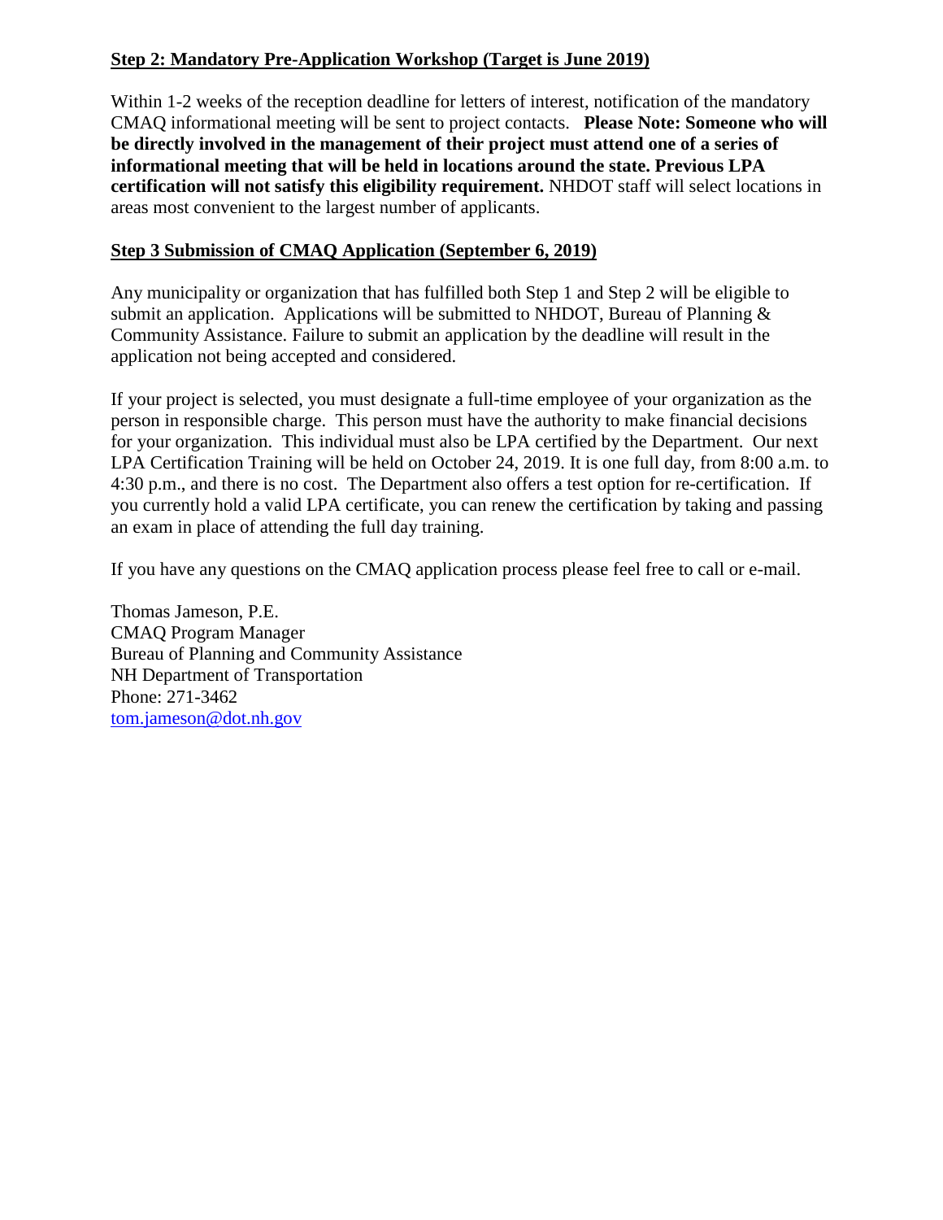**Step 2: Mandatory Pre-Application Workshop (Target is June 2019)**

Within 1-2 weeks of the reception deadline for letters of interest, notification of the mandatory CMAQ informational meeting will be sent to project contacts. **Please Note: Someone who will be directly involved in the management of their project must attend one of a series of informational meeting that will be held in locations around the state. Previous LPA certification will not satisfy this eligibility requirement.** NHDOT staff will select locations in areas most convenient to the largest number of applicants.

**Step 3 Submission of CMAQ Application (September 6, 2019)**

Any municipality or organization that has fulfilled both Step 1 and Step 2 will be eligible to submit an application. Applications will be submitted to NHDOT, Bureau of Planning & Community Assistance. Failure to submit an application by the deadline will result in the application not being accepted and considered.

If your project is selected, you must designate a full-time employee of your organization as the person in responsible charge. This person must have the authority to make financial decisions for your organization. This individual must also be LPA certified by the Department. Our next LPA Certification Training will be held on October 24, 2019. It is one full day, from 8:00 a.m. to 4:30 p.m., and there is no cost. The Department also offers a test option for re-certification. If you currently hold a valid LPA certificate, you can renew the certification by taking and passing an exam in place of attending the full day training.

If you have any questions on the CMAQ application process please feel free to call or e-mail.

Thomas Jameson, P.E.
CMAQ Program Manager
Bureau of Planning and Community Assistance
NH Department of Transportation
Phone: 271-3462
tom.jameson@dot.nh.gov